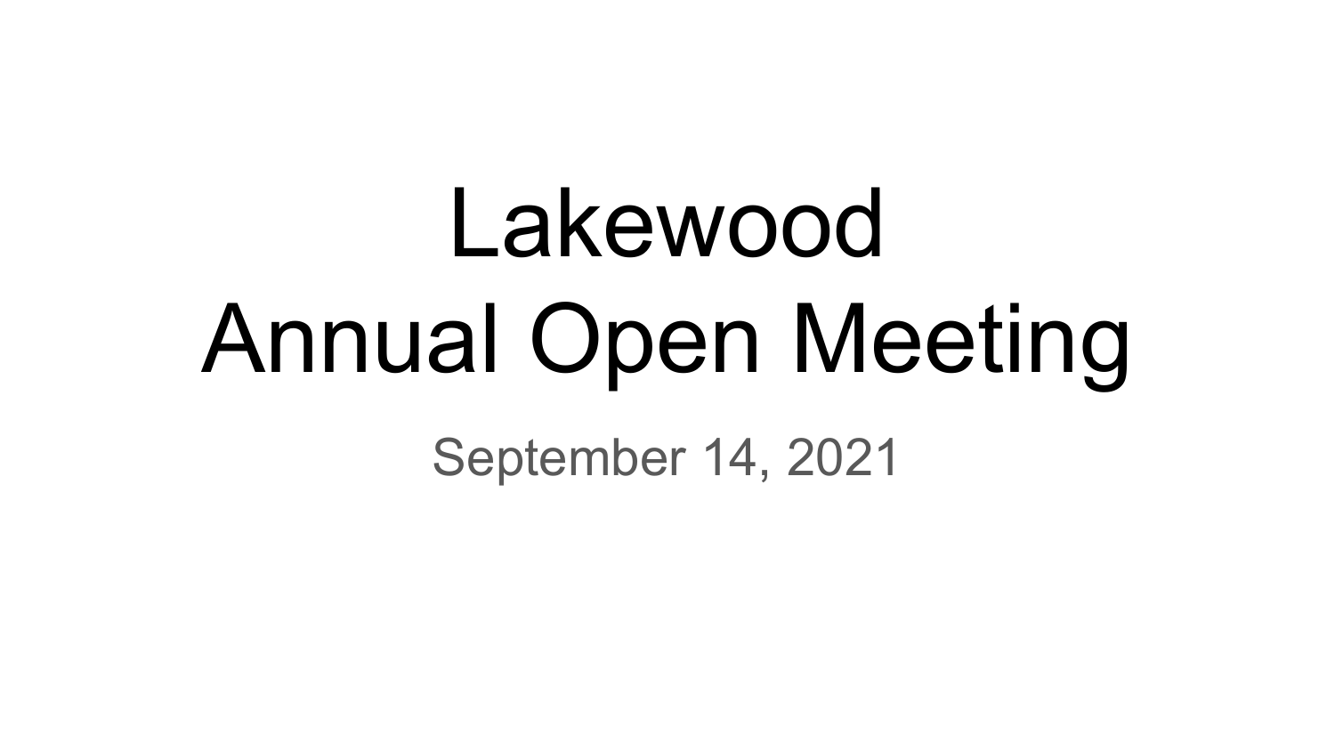# Lakewood
# Annual Open Meeting

September 14, 2021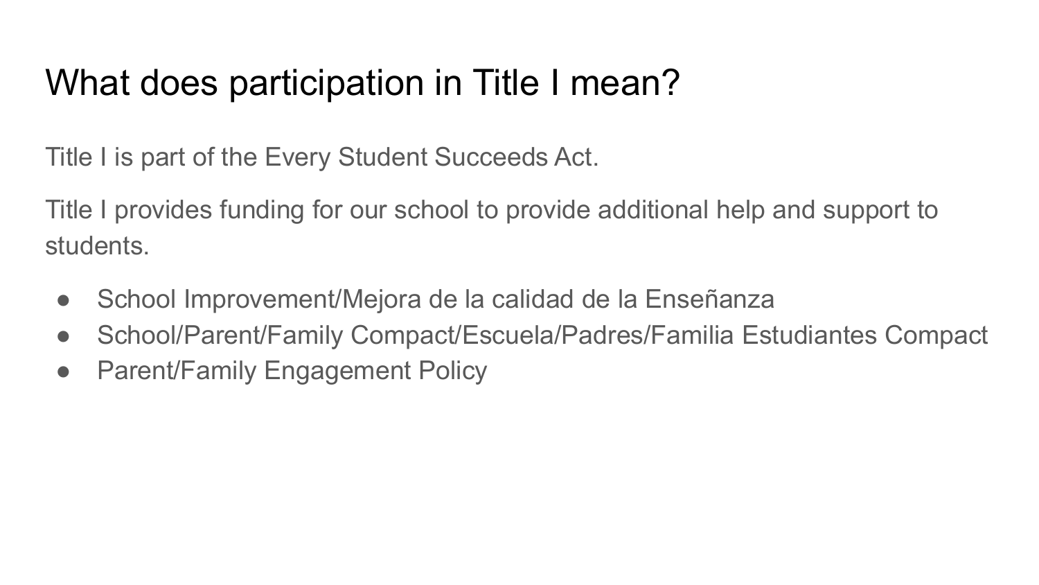# What does participation in Title I mean?

Title I is part of the Every Student Succeeds Act.

Title I provides funding for our school to provide additional help and support to students.

- School Improvement/Mejora de la calidad de la Enseñanza
- School/Parent/Family Compact/Escuela/Padres/Familia Estudiantes Compact
- Parent/Family Engagement Policy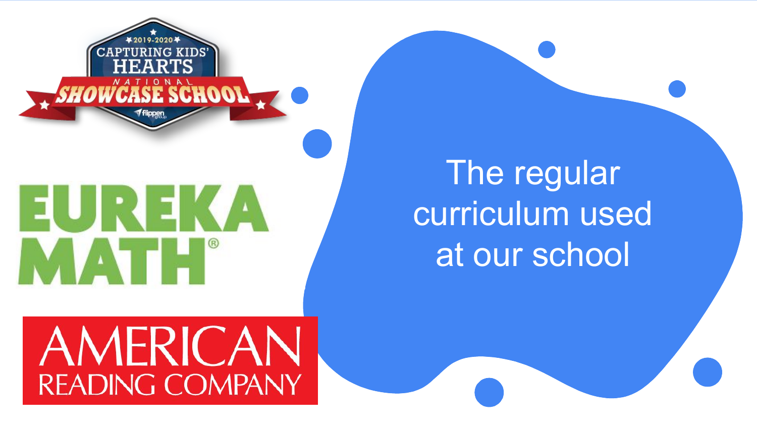2019-2020 CAPTURING KIDS' HEARTS NATIONAL SHOWCASE SCHOOL

flippen group

EUREKA MATH®

AMERICAN READING COMPANY

The regular curriculum used at our school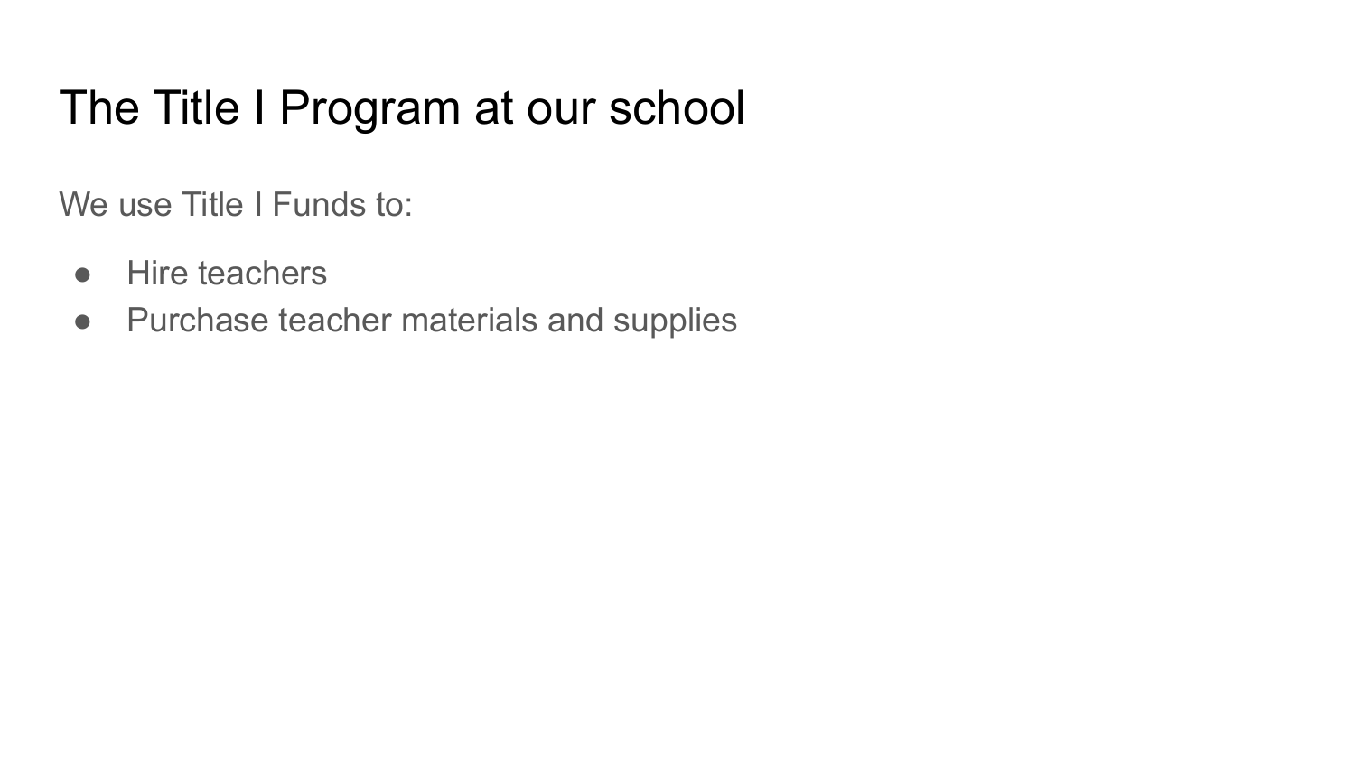# The Title I Program at our school

We use Title I Funds to:

- Hire teachers
- Purchase teacher materials and supplies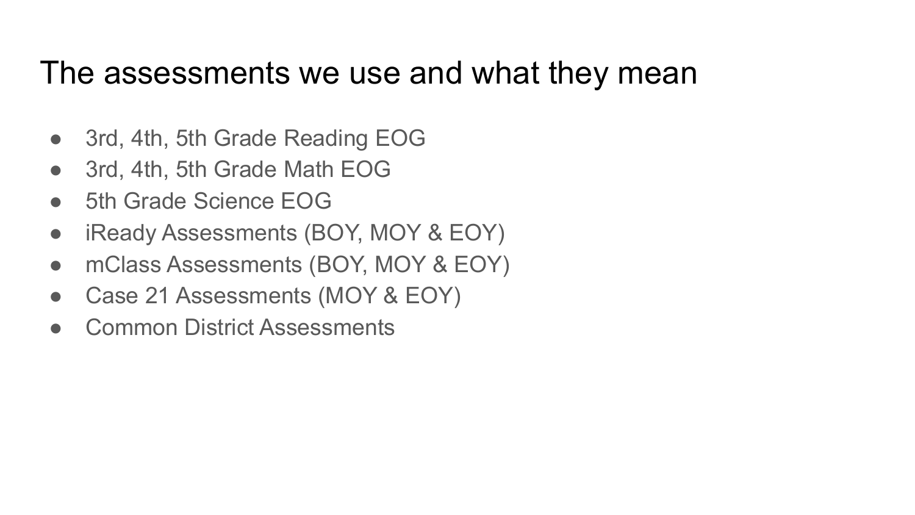# The assessments we use and what they mean

- 3rd, 4th, 5th Grade Reading EOG
- 3rd, 4th, 5th Grade Math EOG
- 5th Grade Science EOG
- iReady Assessments (BOY, MOY & EOY)
- mClass Assessments (BOY, MOY & EOY)
- Case 21 Assessments (MOY & EOY)
- Common District Assessments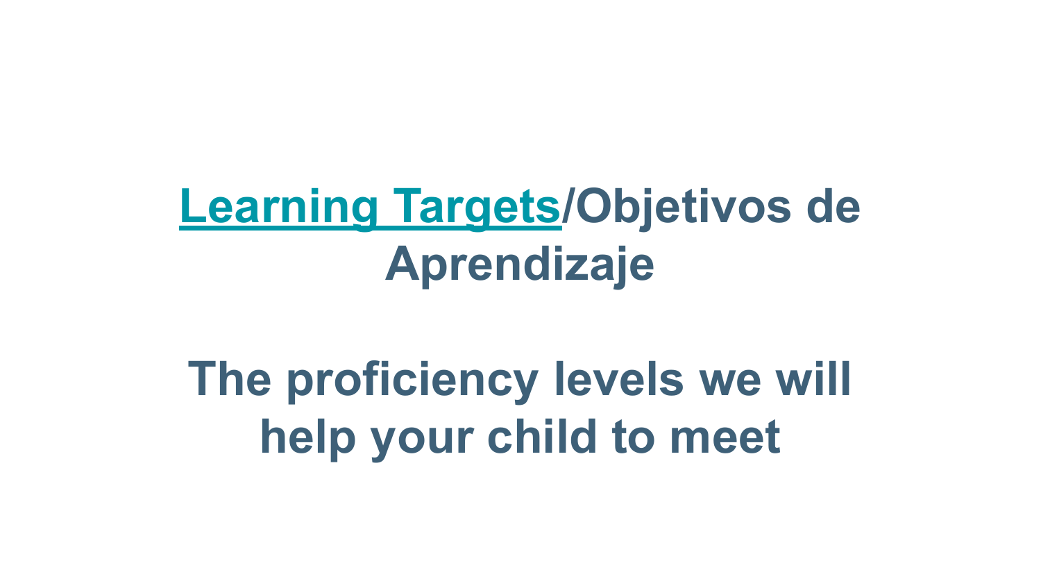# Learning Targets/Objetivos de Aprendizaje

## The proficiency levels we will help your child to meet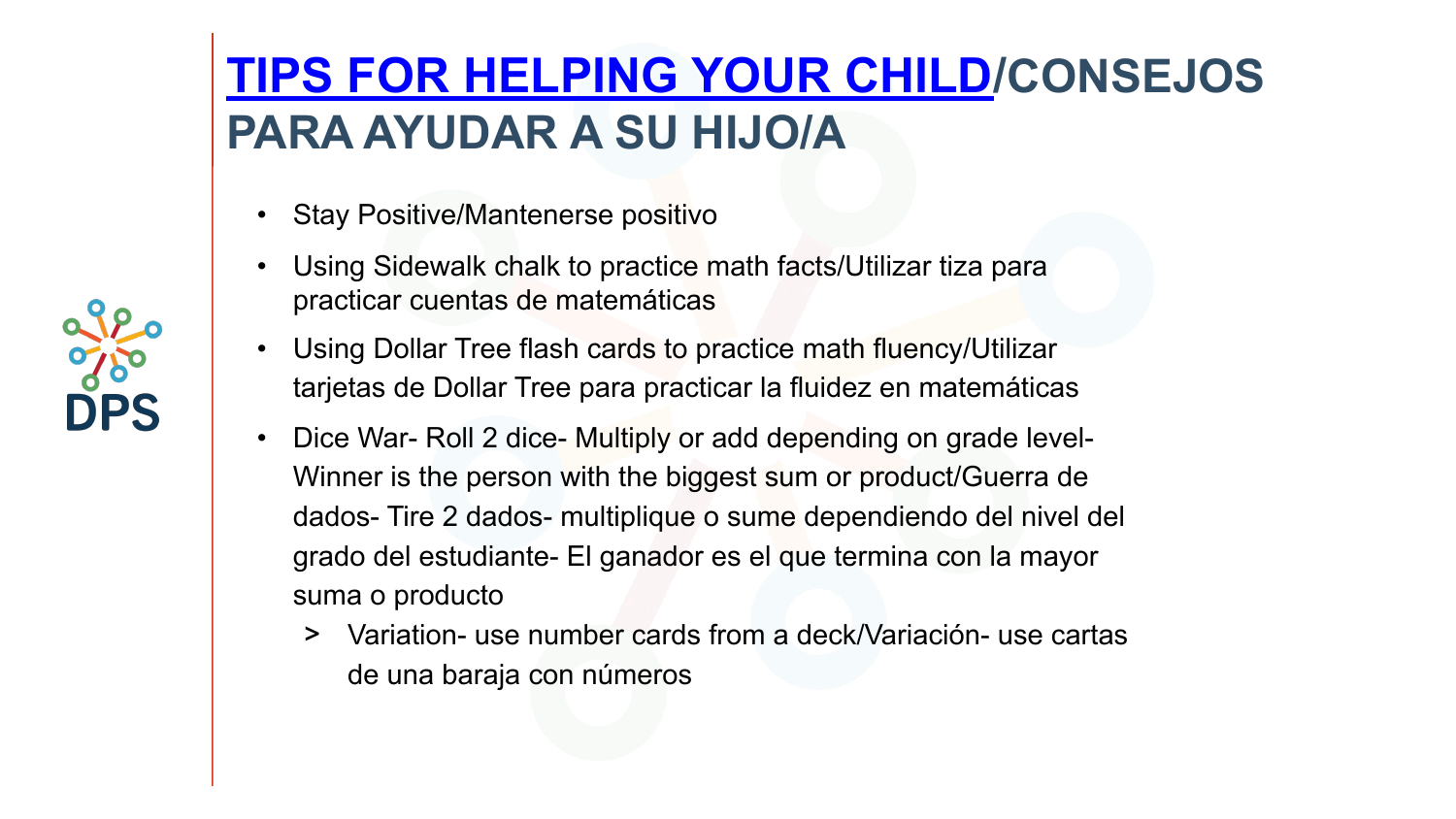# TIPS FOR HELPING YOUR CHILD/CONSEJOS PARA AYUDAR A SU HIJO/A

- Stay Positive/Mantenerse positivo
- Using Sidewalk chalk to practice math facts/Utilizar tiza para practicar cuentas de matemáticas
- Using Dollar Tree flash cards to practice math fluency/Utilizar tarjetas de Dollar Tree para practicar la fluidez en matemáticas
- Dice War- Roll 2 dice- Multiply or add depending on grade level- Winner is the person with the biggest sum or product/Guerra de dados- Tire 2 dados- multiplique o sume dependiendo del nivel del grado del estudiante- El ganador es el que termina con la mayor suma o producto
  - Variation- use number cards from a deck/Variación- use cartas de una baraja con números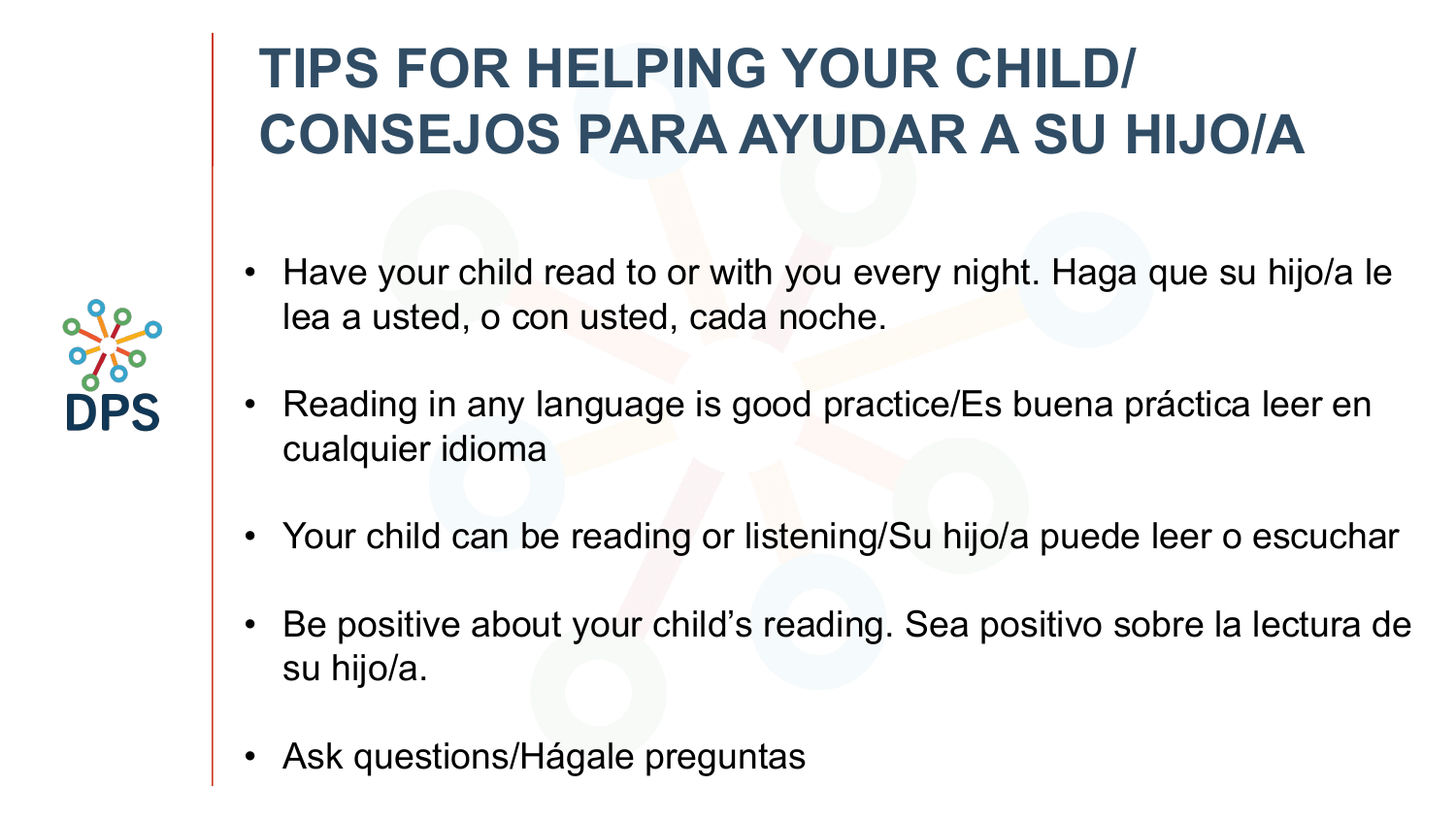# TIPS FOR HELPING YOUR CHILD/ CONSEJOS PARA AYUDAR A SU HIJO/A

DPS

- Have your child read to or with you every night. Haga que su hijo/a le lea a usted, o con usted, cada noche.
- Reading in any language is good practice/Es buena práctica leer en cualquier idioma
- Your child can be reading or listening/Su hijo/a puede leer o escuchar
- Be positive about your child's reading. Sea positivo sobre la lectura de su hijo/a.
- Ask questions/Hágale preguntas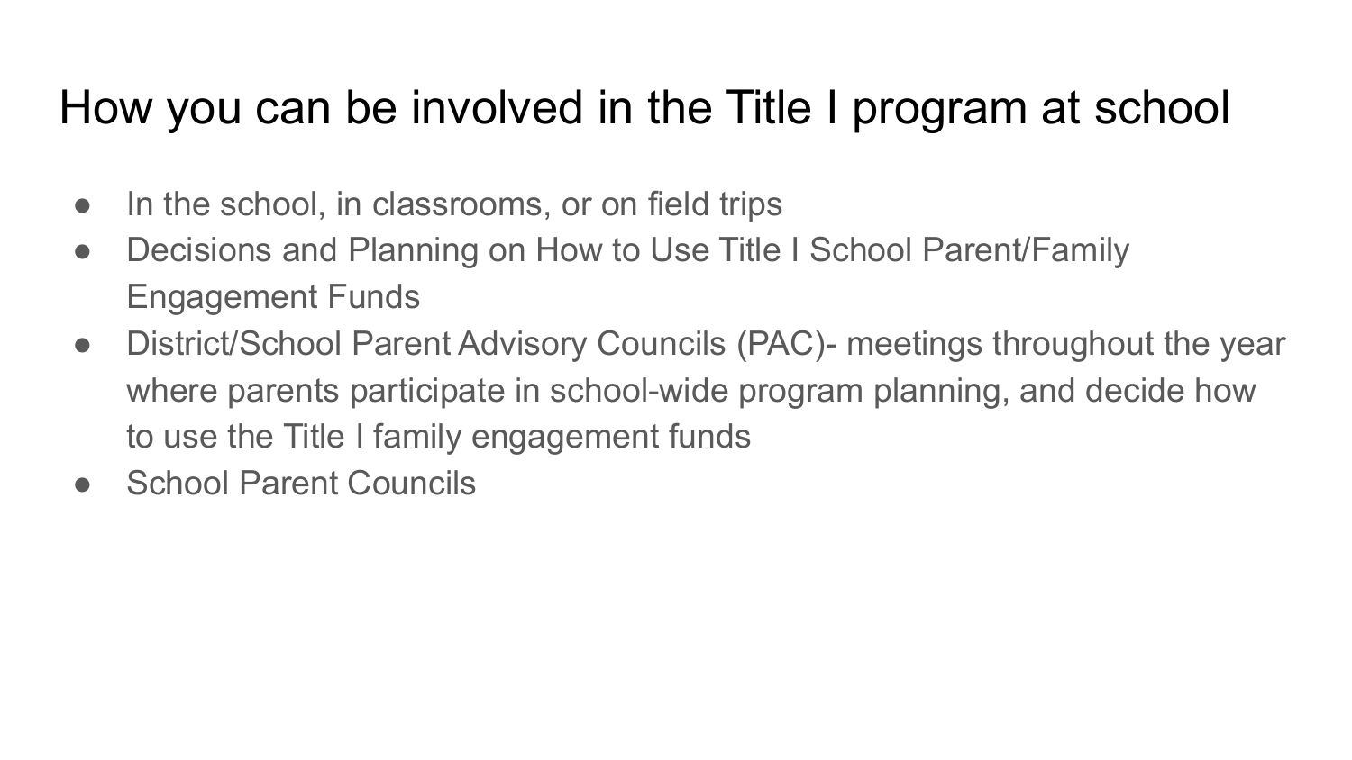# How you can be involved in the Title I program at school

- In the school, in classrooms, or on field trips
- Decisions and Planning on How to Use Title I School Parent/Family Engagement Funds
- District/School Parent Advisory Councils (PAC)- meetings throughout the year where parents participate in school-wide program planning, and decide how to use the Title I family engagement funds
- School Parent Councils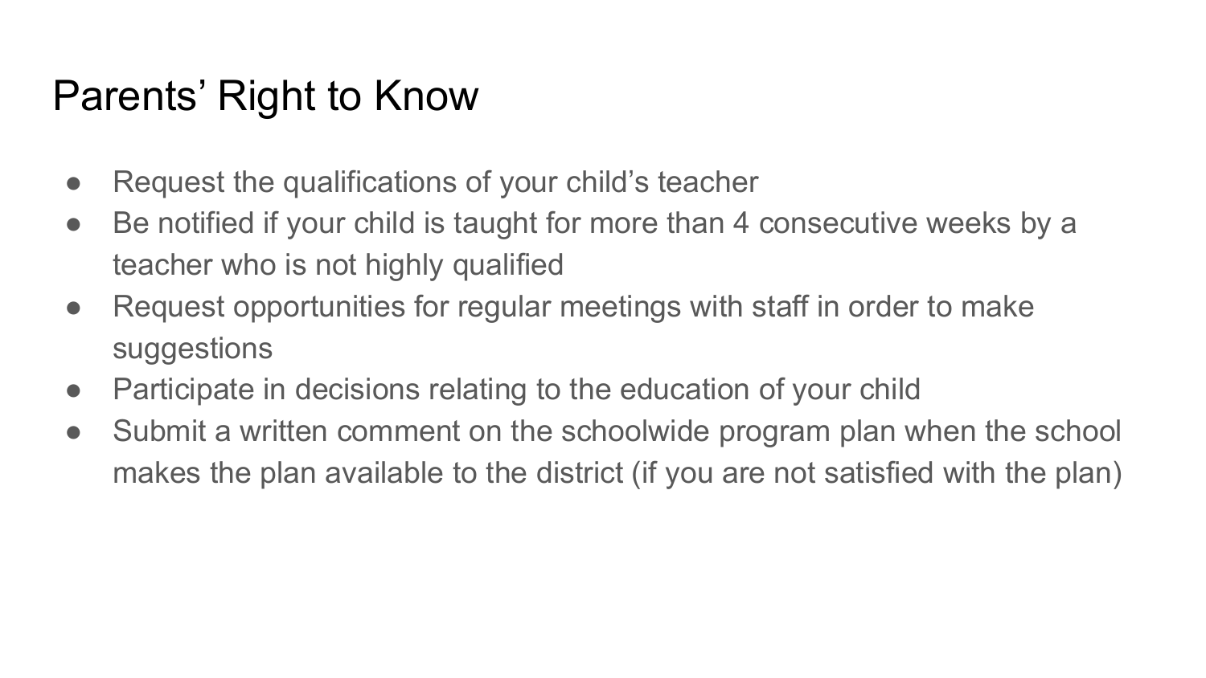# Parents’ Right to Know

- Request the qualifications of your child’s teacher
- Be notified if your child is taught for more than 4 consecutive weeks by a teacher who is not highly qualified
- Request opportunities for regular meetings with staff in order to make suggestions
- Participate in decisions relating to the education of your child
- Submit a written comment on the schoolwide program plan when the school makes the plan available to the district (if you are not satisfied with the plan)